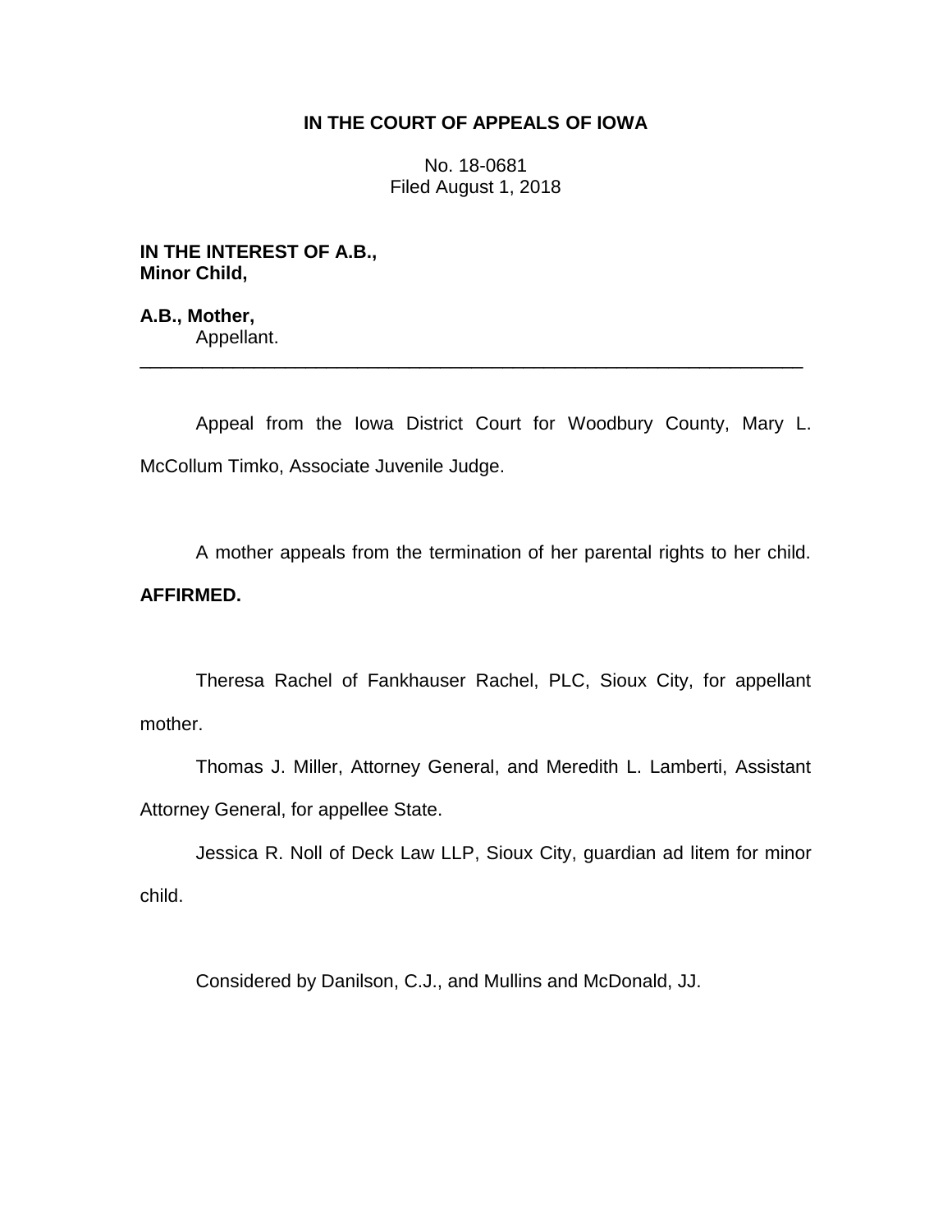**IN THE COURT OF APPEALS OF IOWA**

No. 18-0681
Filed August 1, 2018

**IN THE INTEREST OF A.B., Minor Child,**

**A.B., Mother,**
Appellant.

---

Appeal from the Iowa District Court for Woodbury County, Mary L. McCollum Timko, Associate Juvenile Judge.

A mother appeals from the termination of her parental rights to her child. **AFFIRMED.**

Theresa Rachel of Fankhauser Rachel, PLC, Sioux City, for appellant mother.

Thomas J. Miller, Attorney General, and Meredith L. Lamberti, Assistant Attorney General, for appellee State.

Jessica R. Noll of Deck Law LLP, Sioux City, guardian ad litem for minor child.

Considered by Danilson, C.J., and Mullins and McDonald, JJ.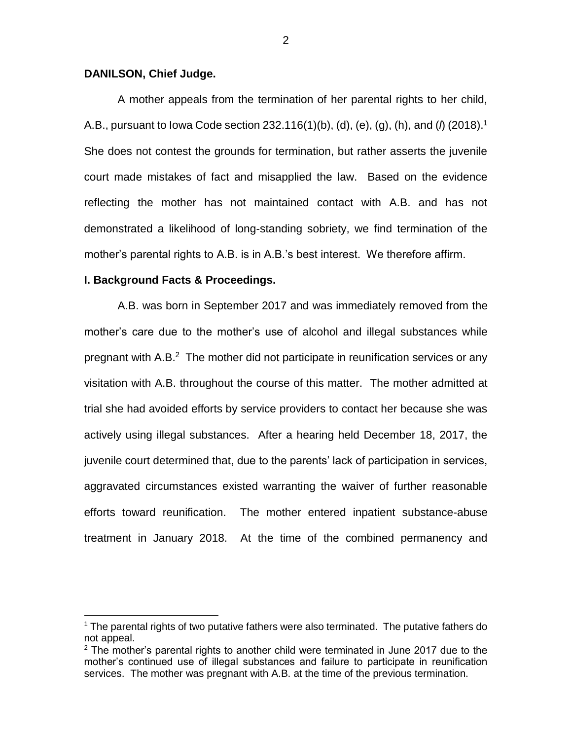**DANILSON, Chief Judge.**

A mother appeals from the termination of her parental rights to her child, A.B., pursuant to Iowa Code section 232.116(1)(b), (d), (e), (g), (h), and (*l*) (2018).[1] She does not contest the grounds for termination, but rather asserts the juvenile court made mistakes of fact and misapplied the law. Based on the evidence reflecting the mother has not maintained contact with A.B. and has not demonstrated a likelihood of long-standing sobriety, we find termination of the mother's parental rights to A.B. is in A.B.'s best interest. We therefore affirm.

**I. Background Facts & Proceedings.**

A.B. was born in September 2017 and was immediately removed from the mother's care due to the mother's use of alcohol and illegal substances while pregnant with A.B.[2] The mother did not participate in reunification services or any visitation with A.B. throughout the course of this matter. The mother admitted at trial she had avoided efforts by service providers to contact her because she was actively using illegal substances. After a hearing held December 18, 2017, the juvenile court determined that, due to the parents' lack of participation in services, aggravated circumstances existed warranting the waiver of further reasonable efforts toward reunification. The mother entered inpatient substance-abuse treatment in January 2018. At the time of the combined permanency and

---

[1] The parental rights of two putative fathers were also terminated. The putative fathers do not appeal.

[2] The mother's parental rights to another child were terminated in June 2017 due to the mother's continued use of illegal substances and failure to participate in reunification services. The mother was pregnant with A.B. at the time of the previous termination.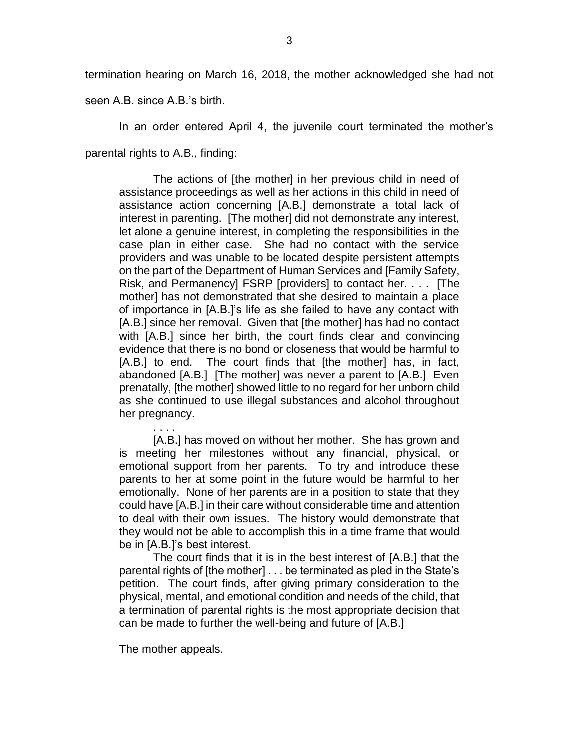termination hearing on March 16, 2018, the mother acknowledged she had not seen A.B. since A.B.'s birth.

In an order entered April 4, the juvenile court terminated the mother's parental rights to A.B., finding:

> The actions of [the mother] in her previous child in need of assistance proceedings as well as her actions in this child in need of assistance action concerning [A.B.] demonstrate a total lack of interest in parenting. [The mother] did not demonstrate any interest, let alone a genuine interest, in completing the responsibilities in the case plan in either case. She had no contact with the service providers and was unable to be located despite persistent attempts on the part of the Department of Human Services and [Family Safety, Risk, and Permanency] FSRP [providers] to contact her. . . . [The mother] has not demonstrated that she desired to maintain a place of importance in [A.B.]'s life as she failed to have any contact with [A.B.] since her removal. Given that [the mother] has had no contact with [A.B.] since her birth, the court finds clear and convincing evidence that there is no bond or closeness that would be harmful to [A.B.] to end. The court finds that [the mother] has, in fact, abandoned [A.B.] [The mother] was never a parent to [A.B.] Even prenatally, [the mother] showed little to no regard for her unborn child as she continued to use illegal substances and alcohol throughout her pregnancy.
>
> . . . .
>
> [A.B.] has moved on without her mother. She has grown and is meeting her milestones without any financial, physical, or emotional support from her parents. To try and introduce these parents to her at some point in the future would be harmful to her emotionally. None of her parents are in a position to state that they could have [A.B.] in their care without considerable time and attention to deal with their own issues. The history would demonstrate that they would not be able to accomplish this in a time frame that would be in [A.B.]'s best interest.
>
> The court finds that it is in the best interest of [A.B.] that the parental rights of [the mother] . . . be terminated as pled in the State's petition. The court finds, after giving primary consideration to the physical, mental, and emotional condition and needs of the child, that a termination of parental rights is the most appropriate decision that can be made to further the well-being and future of [A.B.]

The mother appeals.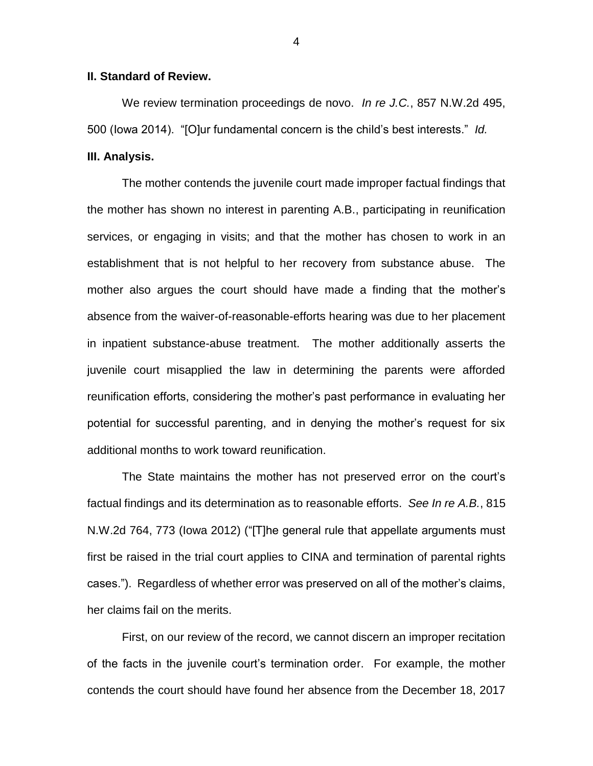## II. Standard of Review.

We review termination proceedings de novo. *In re J.C.*, 857 N.W.2d 495, 500 (Iowa 2014). "[O]ur fundamental concern is the child's best interests." *Id.*

## III. Analysis.

The mother contends the juvenile court made improper factual findings that the mother has shown no interest in parenting A.B., participating in reunification services, or engaging in visits; and that the mother has chosen to work in an establishment that is not helpful to her recovery from substance abuse. The mother also argues the court should have made a finding that the mother's absence from the waiver-of-reasonable-efforts hearing was due to her placement in inpatient substance-abuse treatment. The mother additionally asserts the juvenile court misapplied the law in determining the parents were afforded reunification efforts, considering the mother's past performance in evaluating her potential for successful parenting, and in denying the mother's request for six additional months to work toward reunification.

The State maintains the mother has not preserved error on the court's factual findings and its determination as to reasonable efforts. *See In re A.B.*, 815 N.W.2d 764, 773 (Iowa 2012) ("[T]he general rule that appellate arguments must first be raised in the trial court applies to CINA and termination of parental rights cases."). Regardless of whether error was preserved on all of the mother's claims, her claims fail on the merits.

First, on our review of the record, we cannot discern an improper recitation of the facts in the juvenile court's termination order. For example, the mother contends the court should have found her absence from the December 18, 2017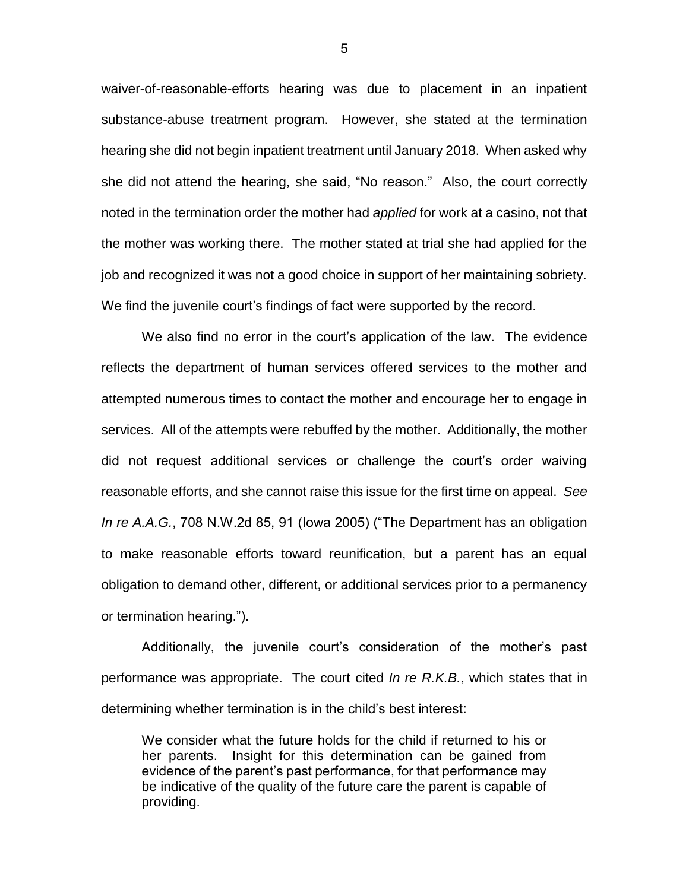waiver-of-reasonable-efforts hearing was due to placement in an inpatient substance-abuse treatment program. However, she stated at the termination hearing she did not begin inpatient treatment until January 2018. When asked why she did not attend the hearing, she said, "No reason." Also, the court correctly noted in the termination order the mother had *applied* for work at a casino, not that the mother was working there. The mother stated at trial she had applied for the job and recognized it was not a good choice in support of her maintaining sobriety. We find the juvenile court's findings of fact were supported by the record.

We also find no error in the court's application of the law. The evidence reflects the department of human services offered services to the mother and attempted numerous times to contact the mother and encourage her to engage in services. All of the attempts were rebuffed by the mother. Additionally, the mother did not request additional services or challenge the court's order waiving reasonable efforts, and she cannot raise this issue for the first time on appeal. *See In re A.A.G.*, 708 N.W.2d 85, 91 (Iowa 2005) ("The Department has an obligation to make reasonable efforts toward reunification, but a parent has an equal obligation to demand other, different, or additional services prior to a permanency or termination hearing.").

Additionally, the juvenile court's consideration of the mother's past performance was appropriate. The court cited *In re R.K.B.*, which states that in determining whether termination is in the child's best interest:

> We consider what the future holds for the child if returned to his or her parents. Insight for this determination can be gained from evidence of the parent's past performance, for that performance may be indicative of the quality of the future care the parent is capable of providing.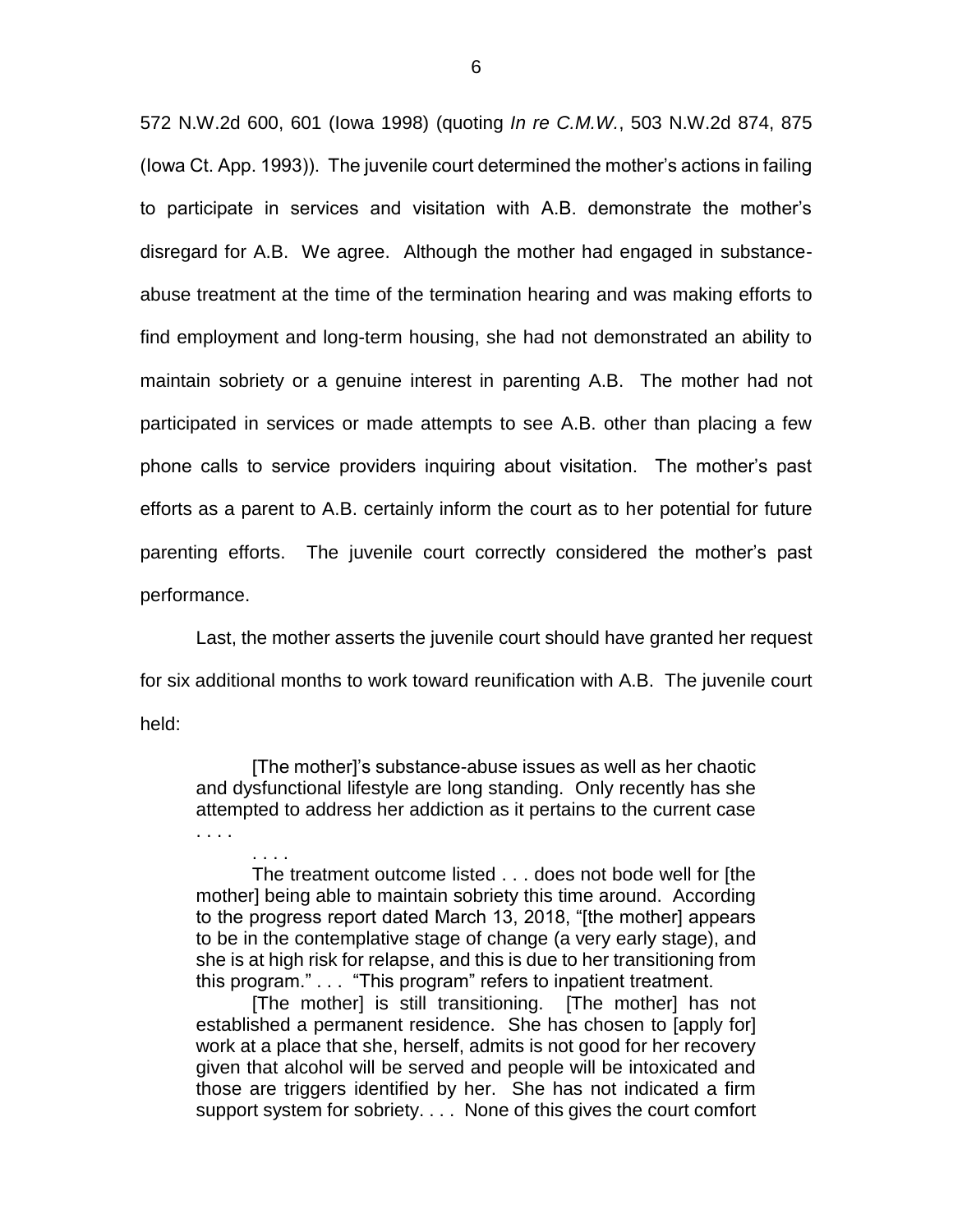572 N.W.2d 600, 601 (Iowa 1998) (quoting *In re C.M.W.*, 503 N.W.2d 874, 875 (Iowa Ct. App. 1993)). The juvenile court determined the mother's actions in failing to participate in services and visitation with A.B. demonstrate the mother's disregard for A.B. We agree. Although the mother had engaged in substance-abuse treatment at the time of the termination hearing and was making efforts to find employment and long-term housing, she had not demonstrated an ability to maintain sobriety or a genuine interest in parenting A.B. The mother had not participated in services or made attempts to see A.B. other than placing a few phone calls to service providers inquiring about visitation. The mother's past efforts as a parent to A.B. certainly inform the court as to her potential for future parenting efforts. The juvenile court correctly considered the mother's past performance.

Last, the mother asserts the juvenile court should have granted her request for six additional months to work toward reunification with A.B. The juvenile court held:

> [The mother]'s substance-abuse issues as well as her chaotic and dysfunctional lifestyle are long standing. Only recently has she attempted to address her addiction as it pertains to the current case . . . .
>
> . . . .
>
> The treatment outcome listed . . . does not bode well for [the mother] being able to maintain sobriety this time around. According to the progress report dated March 13, 2018, "[the mother] appears to be in the contemplative stage of change (a very early stage), and she is at high risk for relapse, and this is due to her transitioning from this program." . . . "This program" refers to inpatient treatment.
>
> [The mother] is still transitioning. [The mother] has not established a permanent residence. She has chosen to [apply for] work at a place that she, herself, admits is not good for her recovery given that alcohol will be served and people will be intoxicated and those are triggers identified by her. She has not indicated a firm support system for sobriety. . . . None of this gives the court comfort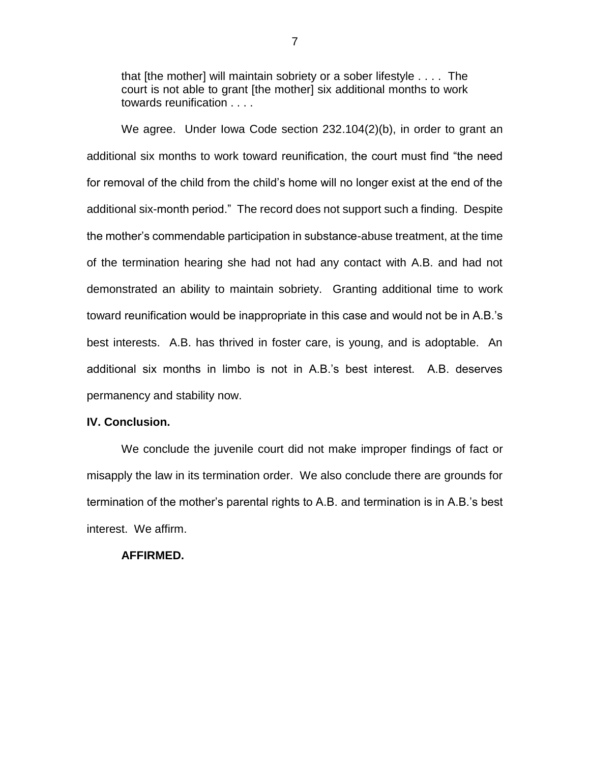> that [the mother] will maintain sobriety or a sober lifestyle . . . . The court is not able to grant [the mother] six additional months to work towards reunification . . . .

We agree. Under Iowa Code section 232.104(2)(b), in order to grant an additional six months to work toward reunification, the court must find "the need for removal of the child from the child's home will no longer exist at the end of the additional six-month period." The record does not support such a finding. Despite the mother's commendable participation in substance-abuse treatment, at the time of the termination hearing she had not had any contact with A.B. and had not demonstrated an ability to maintain sobriety. Granting additional time to work toward reunification would be inappropriate in this case and would not be in A.B.'s best interests. A.B. has thrived in foster care, is young, and is adoptable. An additional six months in limbo is not in A.B.'s best interest. A.B. deserves permanency and stability now.

## IV. Conclusion.

We conclude the juvenile court did not make improper findings of fact or misapply the law in its termination order. We also conclude there are grounds for termination of the mother's parental rights to A.B. and termination is in A.B.'s best interest. We affirm.

**AFFIRMED.**